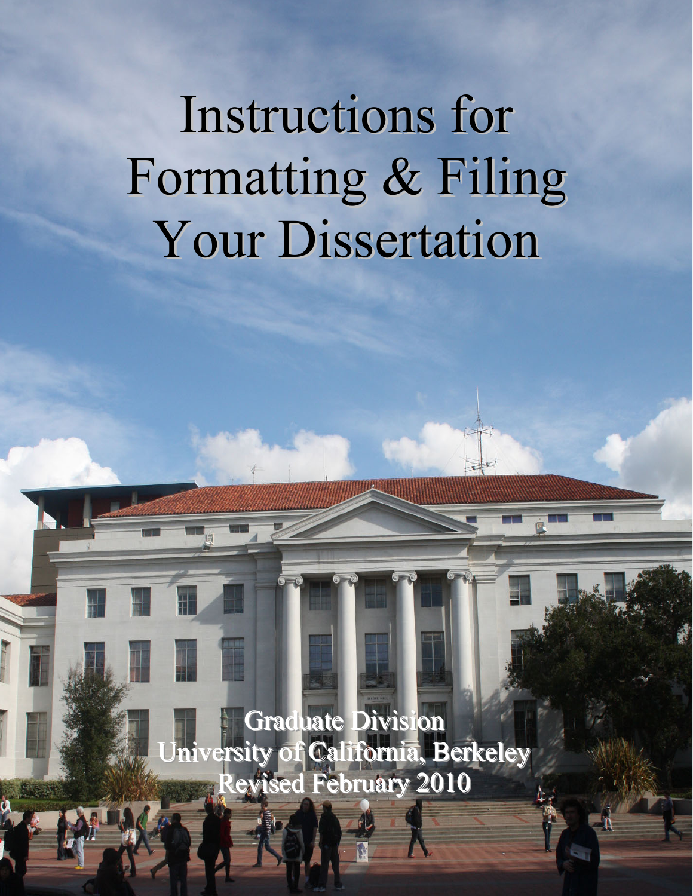# Instructions for Formatting & Filing Your Dissertation

Graduate Division
University of California, Berkeley
Revised February 2010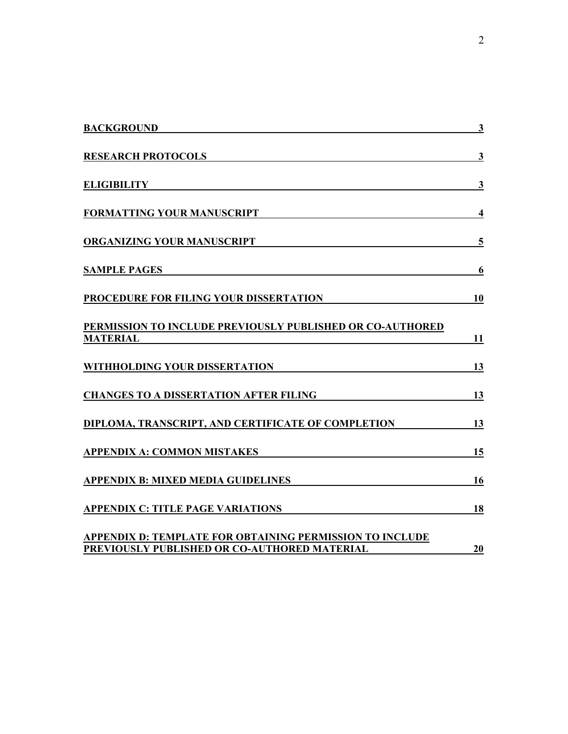| | |
|---|---|
| **BACKGROUND** | **3** |
| **RESEARCH PROTOCOLS** | **3** |
| **ELIGIBILITY** | **3** |
| **FORMATTING YOUR MANUSCRIPT** | **4** |
| **ORGANIZING YOUR MANUSCRIPT** | **5** |
| **SAMPLE PAGES** | **6** |
| **PROCEDURE FOR FILING YOUR DISSERTATION** | **10** |
| **PERMISSION TO INCLUDE PREVIOUSLY PUBLISHED OR CO-AUTHORED MATERIAL** | **11** |
| **WITHHOLDING YOUR DISSERTATION** | **13** |
| **CHANGES TO A DISSERTATION AFTER FILING** | **13** |
| **DIPLOMA, TRANSCRIPT, AND CERTIFICATE OF COMPLETION** | **13** |
| **APPENDIX A: COMMON MISTAKES** | **15** |
| **APPENDIX B: MIXED MEDIA GUIDELINES** | **16** |
| **APPENDIX C: TITLE PAGE VARIATIONS** | **18** |
| **APPENDIX D: TEMPLATE FOR OBTAINING PERMISSION TO INCLUDE PREVIOUSLY PUBLISHED OR CO-AUTHORED MATERIAL** | **20** |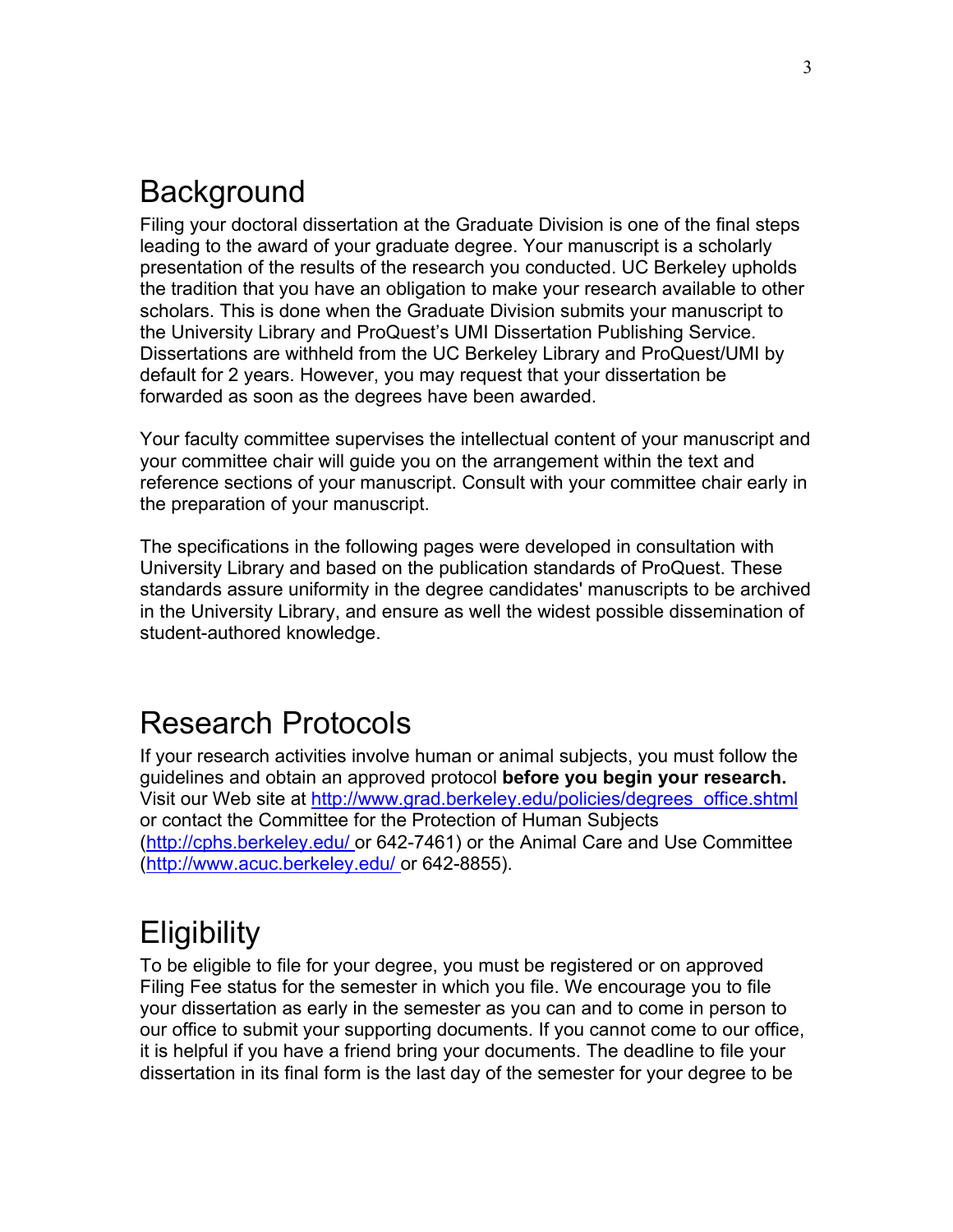## Background

Filing your doctoral dissertation at the Graduate Division is one of the final steps leading to the award of your graduate degree. Your manuscript is a scholarly presentation of the results of the research you conducted. UC Berkeley upholds the tradition that you have an obligation to make your research available to other scholars. This is done when the Graduate Division submits your manuscript to the University Library and ProQuest's UMI Dissertation Publishing Service. Dissertations are withheld from the UC Berkeley Library and ProQuest/UMI by default for 2 years. However, you may request that your dissertation be forwarded as soon as the degrees have been awarded.

Your faculty committee supervises the intellectual content of your manuscript and your committee chair will guide you on the arrangement within the text and reference sections of your manuscript. Consult with your committee chair early in the preparation of your manuscript.

The specifications in the following pages were developed in consultation with University Library and based on the publication standards of ProQuest. These standards assure uniformity in the degree candidates' manuscripts to be archived in the University Library, and ensure as well the widest possible dissemination of student-authored knowledge.

## Research Protocols

If your research activities involve human or animal subjects, you must follow the guidelines and obtain an approved protocol **before you begin your research.** Visit our Web site at http://www.grad.berkeley.edu/policies/degrees_office.shtml or contact the Committee for the Protection of Human Subjects (http://cphs.berkeley.edu/ or 642-7461) or the Animal Care and Use Committee (http://www.acuc.berkeley.edu/ or 642-8855).

## Eligibility

To be eligible to file for your degree, you must be registered or on approved Filing Fee status for the semester in which you file. We encourage you to file your dissertation as early in the semester as you can and to come in person to our office to submit your supporting documents. If you cannot come to our office, it is helpful if you have a friend bring your documents. The deadline to file your dissertation in its final form is the last day of the semester for your degree to be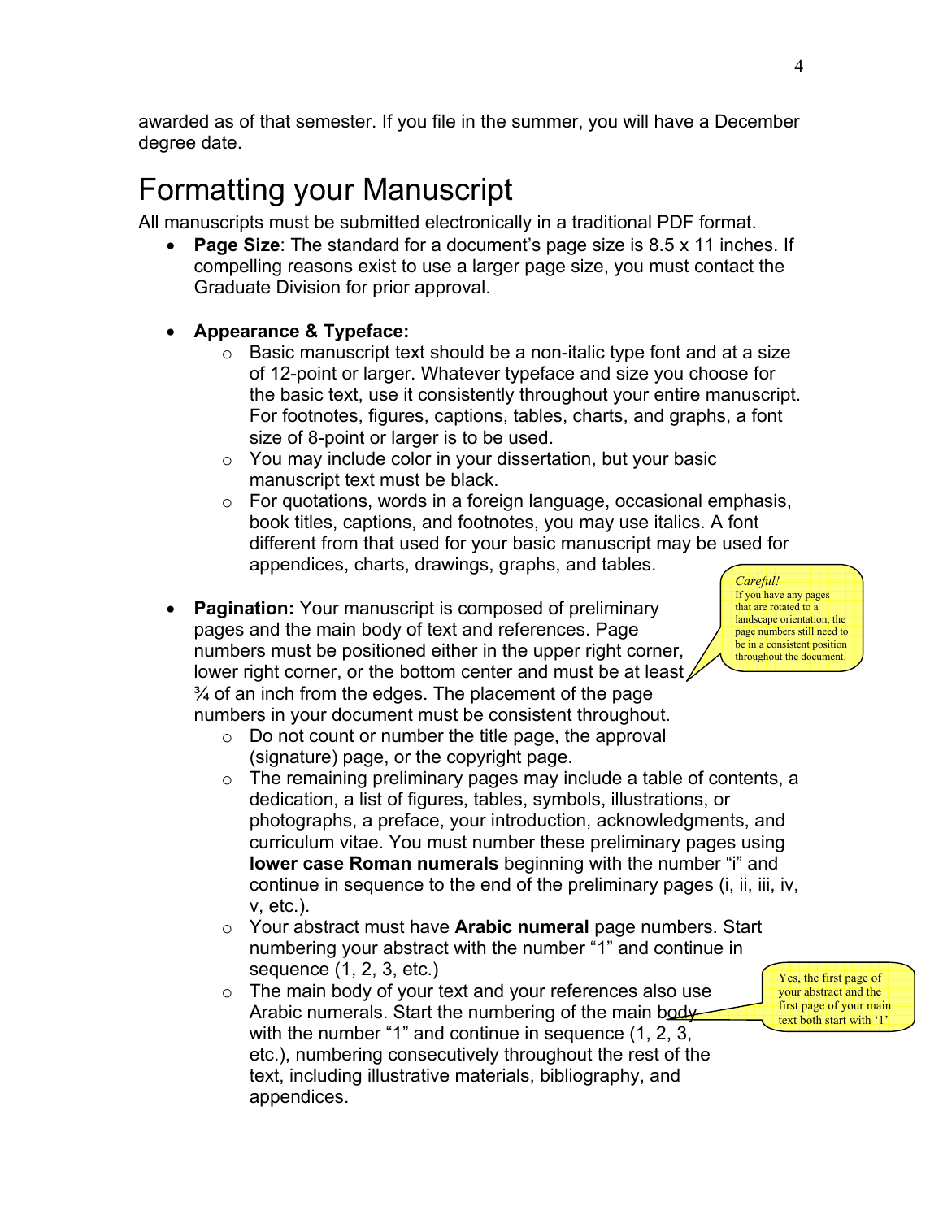awarded as of that semester. If you file in the summer, you will have a December degree date.

# Formatting your Manuscript

All manuscripts must be submitted electronically in a traditional PDF format.

- **Page Size**: The standard for a document's page size is 8.5 x 11 inches. If compelling reasons exist to use a larger page size, you must contact the Graduate Division for prior approval.

- **Appearance & Typeface:**
  - Basic manuscript text should be a non-italic type font and at a size of 12-point or larger. Whatever typeface and size you choose for the basic text, use it consistently throughout your entire manuscript. For footnotes, figures, captions, tables, charts, and graphs, a font size of 8-point or larger is to be used.
  - You may include color in your dissertation, but your basic manuscript text must be black.
  - For quotations, words in a foreign language, occasional emphasis, book titles, captions, and footnotes, you may use italics. A font different from that used for your basic manuscript may be used for appendices, charts, drawings, graphs, and tables.

- **Pagination:** Your manuscript is composed of preliminary pages and the main body of text and references. Page numbers must be positioned either in the upper right corner, lower right corner, or the bottom center and must be at least ¾ of an inch from the edges. The placement of the page numbers in your document must be consistent throughout.
  - Do not count or number the title page, the approval (signature) page, or the copyright page.
  - The remaining preliminary pages may include a table of contents, a dedication, a list of figures, tables, symbols, illustrations, or photographs, a preface, your introduction, acknowledgments, and curriculum vitae. You must number these preliminary pages using **lower case Roman numerals** beginning with the number "i" and continue in sequence to the end of the preliminary pages (i, ii, iii, iv, v, etc.).
  - Your abstract must have **Arabic numeral** page numbers. Start numbering your abstract with the number "1" and continue in sequence (1, 2, 3, etc.)
  - The main body of your text and your references also use Arabic numerals. Start the numbering of the main body with the number "1" and continue in sequence (1, 2, 3, etc.), numbering consecutively throughout the rest of the text, including illustrative materials, bibliography, and appendices.

> *Careful!*
> If you have any pages that are rotated to a landscape orientation, the page numbers still need to be in a consistent position throughout the document.

> Yes, the first page of your abstract and the first page of your main text both start with '1'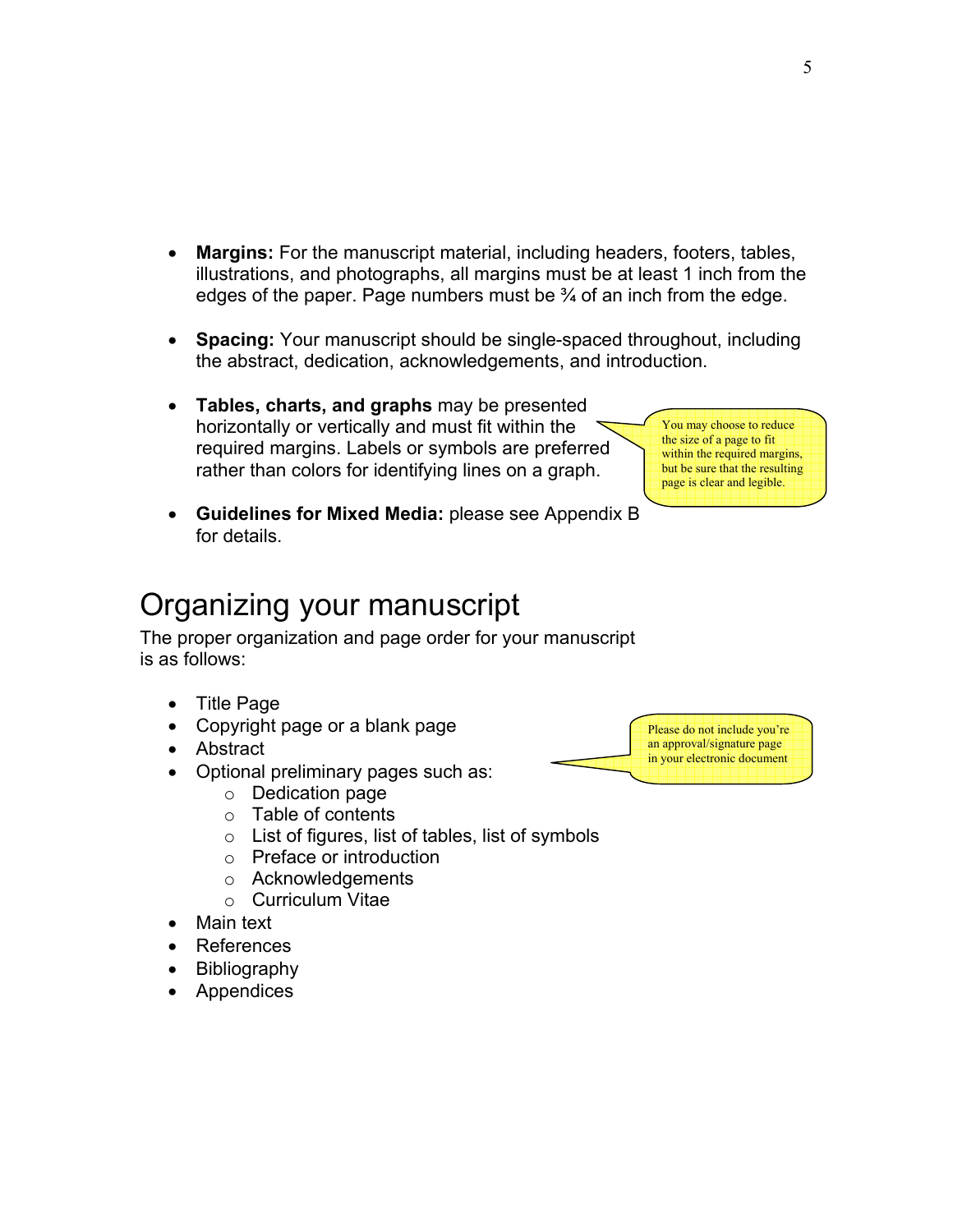- **Margins:** For the manuscript material, including headers, footers, tables, illustrations, and photographs, all margins must be at least 1 inch from the edges of the paper. Page numbers must be ¾ of an inch from the edge.

- **Spacing:** Your manuscript should be single-spaced throughout, including the abstract, dedication, acknowledgements, and introduction.

- **Tables, charts, and graphs** may be presented horizontally or vertically and must fit within the required margins. Labels or symbols are preferred rather than colors for identifying lines on a graph.

> You may choose to reduce the size of a page to fit within the required margins, but be sure that the resulting page is clear and legible.

- **Guidelines for Mixed Media:** please see Appendix B for details.

# Organizing your manuscript

The proper organization and page order for your manuscript is as follows:

- Title Page
- Copyright page or a blank page
- Abstract
- Optional preliminary pages such as:
    - Dedication page
    - Table of contents
    - List of figures, list of tables, list of symbols
    - Preface or introduction
    - Acknowledgements
    - Curriculum Vitae
- Main text
- References
- Bibliography
- Appendices

> Please do not include you're an approval/signature page in your electronic document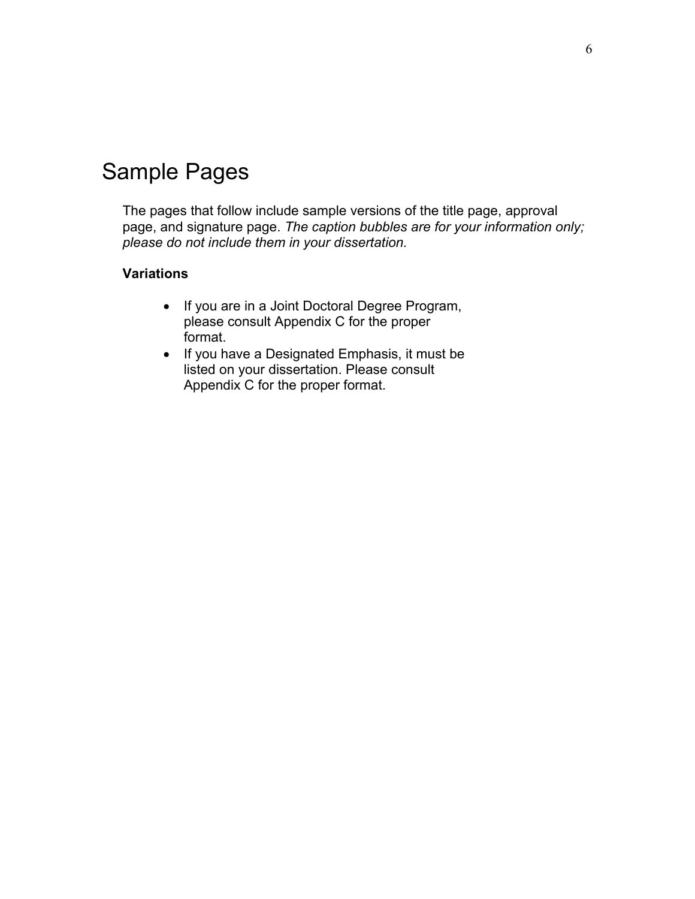# Sample Pages

The pages that follow include sample versions of the title page, approval page, and signature page. *The caption bubbles are for your information only; please do not include them in your dissertation.*

**Variations**

- If you are in a Joint Doctoral Degree Program, please consult Appendix C for the proper format.
- If you have a Designated Emphasis, it must be listed on your dissertation. Please consult Appendix C for the proper format.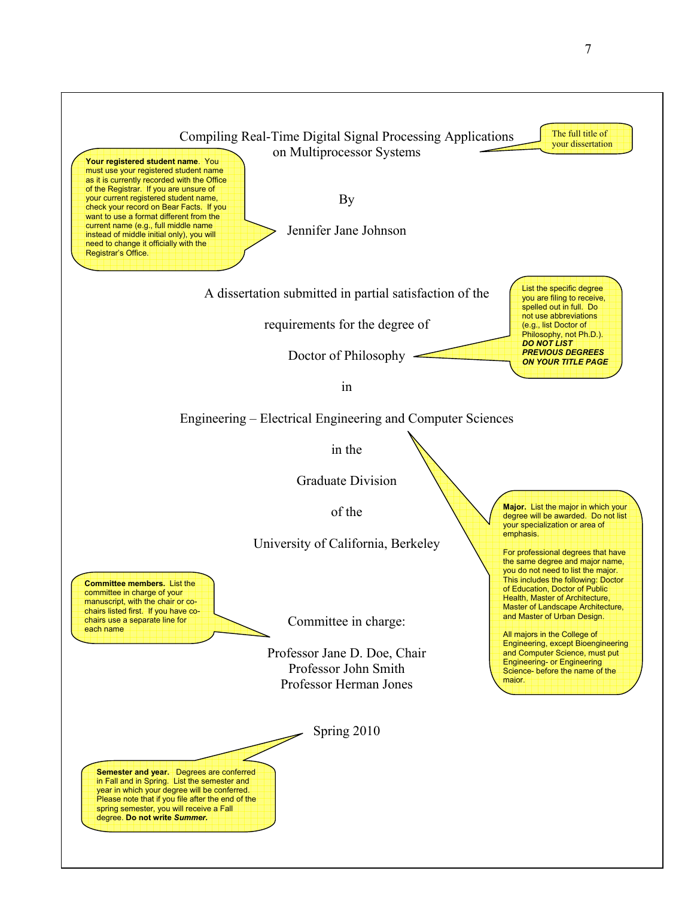Compiling Real-Time Digital Signal Processing Applications
on Multiprocessor Systems

> The full title of your dissertation

By

Jennifer Jane Johnson

> **Your registered student name**. You must use your registered student name as it is currently recorded with the Office of the Registrar. If you are unsure of your current registered student name, check your record on Bear Facts. If you want to use a format different from the current name (e.g., full middle name instead of middle initial only), you will need to change it officially with the Registrar's Office.

A dissertation submitted in partial satisfaction of the

requirements for the degree of

Doctor of Philosophy

> List the specific degree you are filing to receive, spelled out in full. Do not use abbreviations (e.g., list Doctor of Philosophy, not Ph.D.). ***DO NOT LIST PREVIOUS DEGREES ON YOUR TITLE PAGE***

in

Engineering – Electrical Engineering and Computer Sciences

> **Major.** List the major in which your degree will be awarded. Do not list your specialization or area of emphasis.
>
> For professional degrees that have the same degree and major name, you do not need to list the major. This includes the following: Doctor of Education, Doctor of Public Health, Master of Architecture, Master of Landscape Architecture, and Master of Urban Design.
>
> All majors in the College of Engineering, except Bioengineering and Computer Science, must put Engineering- or Engineering Science- before the name of the major.

in the

Graduate Division

of the

University of California, Berkeley

Committee in charge:

Professor Jane D. Doe, Chair
Professor John Smith
Professor Herman Jones

> **Committee members.** List the committee in charge of your manuscript, with the chair or co-chairs listed first. If you have co-chairs use a separate line for each name

Spring 2010

> **Semester and year.** Degrees are conferred in Fall and in Spring. List the semester and year in which your degree will be conferred. Please note that if you file after the end of the spring semester, you will receive a Fall degree. **Do not write *Summer.***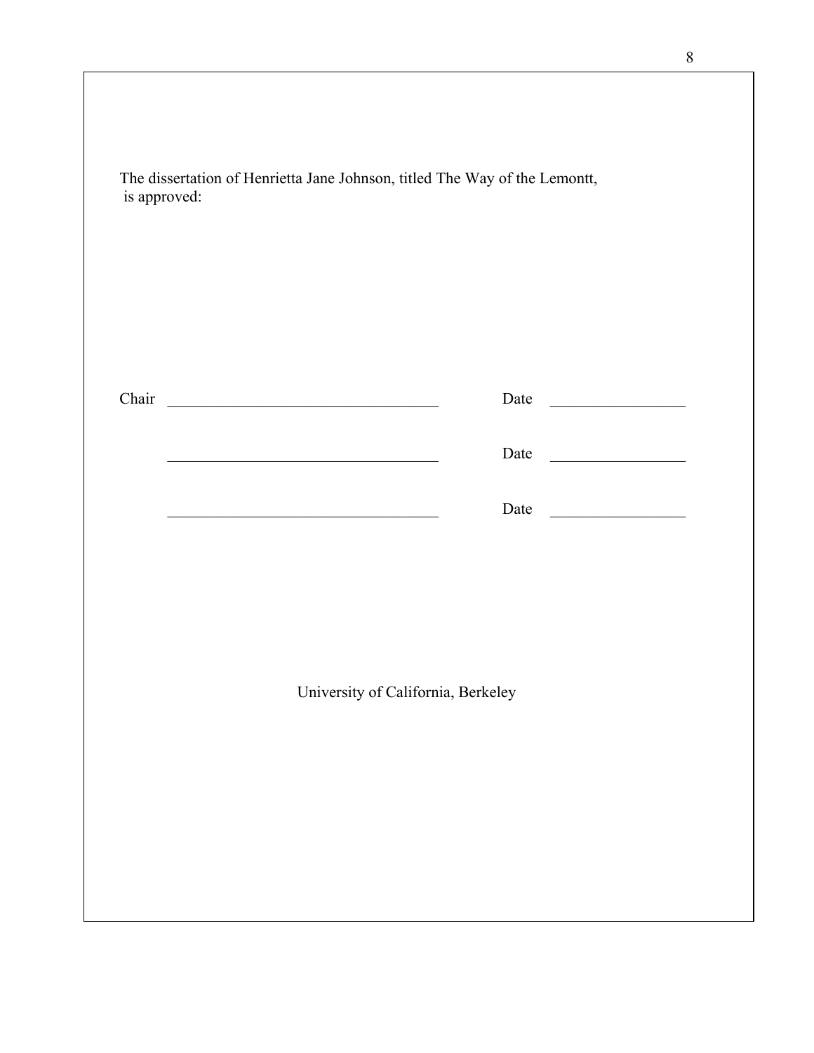The dissertation of Henrietta Jane Johnson, titled The Way of the Lemontt, is approved:

Chair \_\_\_\_\_\_\_\_\_\_\_\_\_\_\_\_\_\_\_\_\_\_\_\_\_\_\_\_\_\_\_\_\_\_ Date \_\_\_\_\_\_\_\_\_\_\_\_\_\_\_\_\_

\_\_\_\_\_\_\_\_\_\_\_\_\_\_\_\_\_\_\_\_\_\_\_\_\_\_\_\_\_\_\_\_\_\_ Date \_\_\_\_\_\_\_\_\_\_\_\_\_\_\_\_\_

\_\_\_\_\_\_\_\_\_\_\_\_\_\_\_\_\_\_\_\_\_\_\_\_\_\_\_\_\_\_\_\_\_\_ Date \_\_\_\_\_\_\_\_\_\_\_\_\_\_\_\_\_

University of California, Berkeley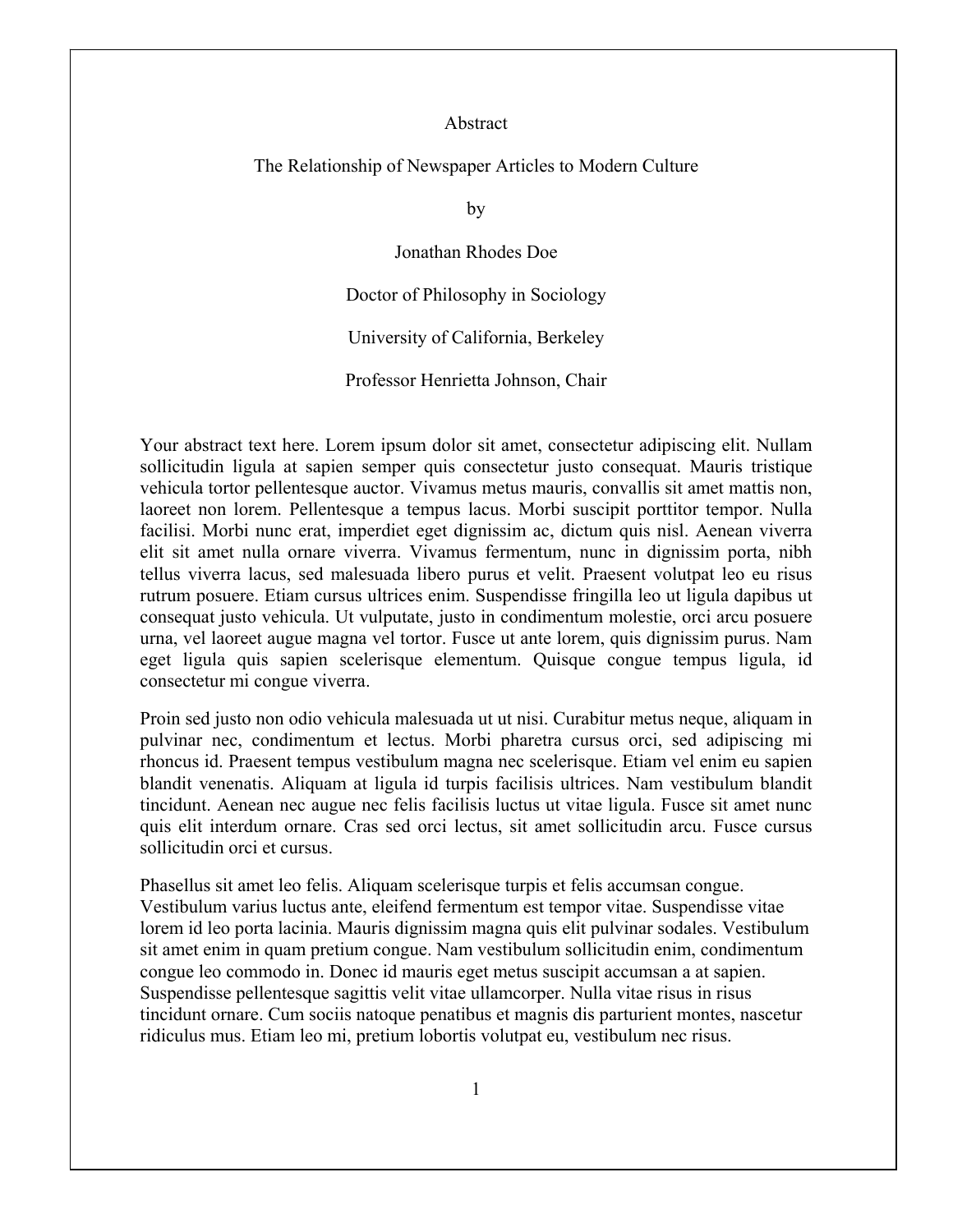# Abstract

The Relationship of Newspaper Articles to Modern Culture

by

Jonathan Rhodes Doe

Doctor of Philosophy in Sociology

University of California, Berkeley

Professor Henrietta Johnson, Chair

Your abstract text here. Lorem ipsum dolor sit amet, consectetur adipiscing elit. Nullam sollicitudin ligula at sapien semper quis consectetur justo consequat. Mauris tristique vehicula tortor pellentesque auctor. Vivamus metus mauris, convallis sit amet mattis non, laoreet non lorem. Pellentesque a tempus lacus. Morbi suscipit porttitor tempor. Nulla facilisi. Morbi nunc erat, imperdiet eget dignissim ac, dictum quis nisl. Aenean viverra elit sit amet nulla ornare viverra. Vivamus fermentum, nunc in dignissim porta, nibh tellus viverra lacus, sed malesuada libero purus et velit. Praesent volutpat leo eu risus rutrum posuere. Etiam cursus ultrices enim. Suspendisse fringilla leo ut ligula dapibus ut consequat justo vehicula. Ut vulputate, justo in condimentum molestie, orci arcu posuere urna, vel laoreet augue magna vel tortor. Fusce ut ante lorem, quis dignissim purus. Nam eget ligula quis sapien scelerisque elementum. Quisque congue tempus ligula, id consectetur mi congue viverra.

Proin sed justo non odio vehicula malesuada ut ut nisi. Curabitur metus neque, aliquam in pulvinar nec, condimentum et lectus. Morbi pharetra cursus orci, sed adipiscing mi rhoncus id. Praesent tempus vestibulum magna nec scelerisque. Etiam vel enim eu sapien blandit venenatis. Aliquam at ligula id turpis facilisis ultrices. Nam vestibulum blandit tincidunt. Aenean nec augue nec felis facilisis luctus ut vitae ligula. Fusce sit amet nunc quis elit interdum ornare. Cras sed orci lectus, sit amet sollicitudin arcu. Fusce cursus sollicitudin orci et cursus.

Phasellus sit amet leo felis. Aliquam scelerisque turpis et felis accumsan congue. Vestibulum varius luctus ante, eleifend fermentum est tempor vitae. Suspendisse vitae lorem id leo porta lacinia. Mauris dignissim magna quis elit pulvinar sodales. Vestibulum sit amet enim in quam pretium congue. Nam vestibulum sollicitudin enim, condimentum congue leo commodo in. Donec id mauris eget metus suscipit accumsan a at sapien. Suspendisse pellentesque sagittis velit vitae ullamcorper. Nulla vitae risus in risus tincidunt ornare. Cum sociis natoque penatibus et magnis dis parturient montes, nascetur ridiculus mus. Etiam leo mi, pretium lobortis volutpat eu, vestibulum nec risus.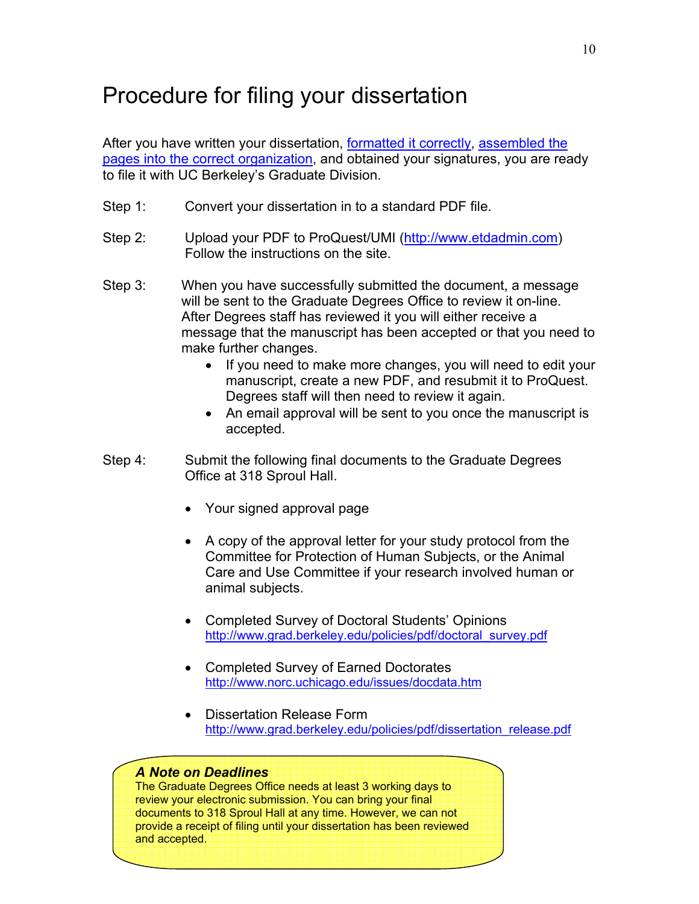# Procedure for filing your dissertation

After you have written your dissertation, formatted it correctly, assembled the pages into the correct organization, and obtained your signatures, you are ready to file it with UC Berkeley's Graduate Division.

Step 1: Convert your dissertation in to a standard PDF file.

Step 2: Upload your PDF to ProQuest/UMI (http://www.etdadmin.com) Follow the instructions on the site.

Step 3: When you have successfully submitted the document, a message will be sent to the Graduate Degrees Office to review it on-line. After Degrees staff has reviewed it you will either receive a message that the manuscript has been accepted or that you need to make further changes.

- If you need to make more changes, you will need to edit your manuscript, create a new PDF, and resubmit it to ProQuest. Degrees staff will then need to review it again.
- An email approval will be sent to you once the manuscript is accepted.

Step 4: Submit the following final documents to the Graduate Degrees Office at 318 Sproul Hall.

- Your signed approval page
- A copy of the approval letter for your study protocol from the Committee for Protection of Human Subjects, or the Animal Care and Use Committee if your research involved human or animal subjects.
- Completed Survey of Doctoral Students' Opinions http://www.grad.berkeley.edu/policies/pdf/doctoral_survey.pdf
- Completed Survey of Earned Doctorates http://www.norc.uchicago.edu/issues/docdata.htm
- Dissertation Release Form http://www.grad.berkeley.edu/policies/pdf/dissertation_release.pdf

***A Note on Deadlines***

The Graduate Degrees Office needs at least 3 working days to review your electronic submission. You can bring your final documents to 318 Sproul Hall at any time. However, we can not provide a receipt of filing until your dissertation has been reviewed and accepted.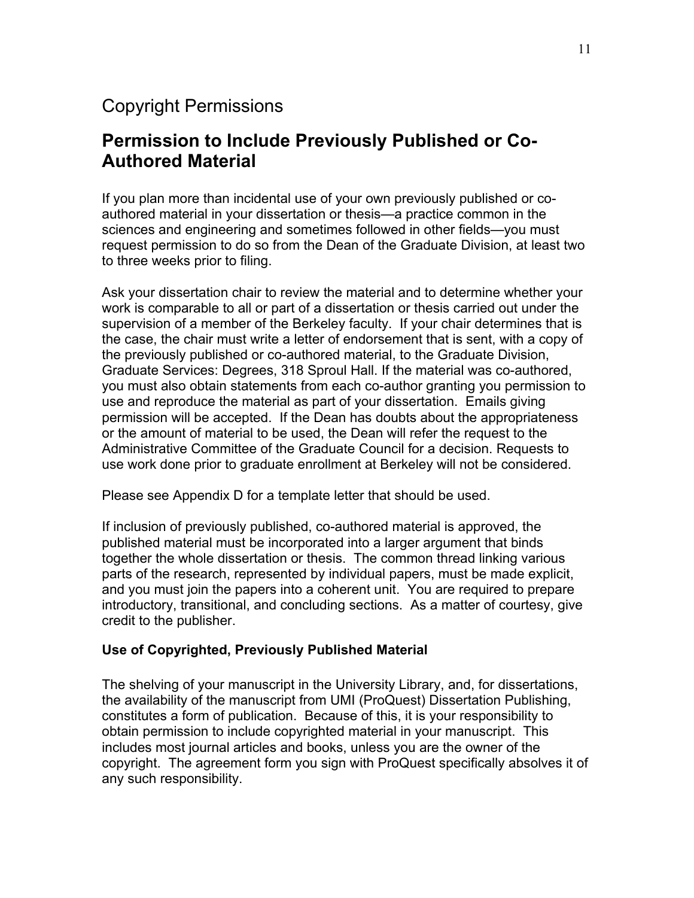# Copyright Permissions

## Permission to Include Previously Published or Co-Authored Material

If you plan more than incidental use of your own previously published or co-authored material in your dissertation or thesis—a practice common in the sciences and engineering and sometimes followed in other fields—you must request permission to do so from the Dean of the Graduate Division, at least two to three weeks prior to filing.

Ask your dissertation chair to review the material and to determine whether your work is comparable to all or part of a dissertation or thesis carried out under the supervision of a member of the Berkeley faculty. If your chair determines that is the case, the chair must write a letter of endorsement that is sent, with a copy of the previously published or co-authored material, to the Graduate Division, Graduate Services: Degrees, 318 Sproul Hall. If the material was co-authored, you must also obtain statements from each co-author granting you permission to use and reproduce the material as part of your dissertation. Emails giving permission will be accepted. If the Dean has doubts about the appropriateness or the amount of material to be used, the Dean will refer the request to the Administrative Committee of the Graduate Council for a decision. Requests to use work done prior to graduate enrollment at Berkeley will not be considered.

Please see Appendix D for a template letter that should be used.

If inclusion of previously published, co-authored material is approved, the published material must be incorporated into a larger argument that binds together the whole dissertation or thesis. The common thread linking various parts of the research, represented by individual papers, must be made explicit, and you must join the papers into a coherent unit. You are required to prepare introductory, transitional, and concluding sections. As a matter of courtesy, give credit to the publisher.

### Use of Copyrighted, Previously Published Material

The shelving of your manuscript in the University Library, and, for dissertations, the availability of the manuscript from UMI (ProQuest) Dissertation Publishing, constitutes a form of publication. Because of this, it is your responsibility to obtain permission to include copyrighted material in your manuscript. This includes most journal articles and books, unless you are the owner of the copyright. The agreement form you sign with ProQuest specifically absolves it of any such responsibility.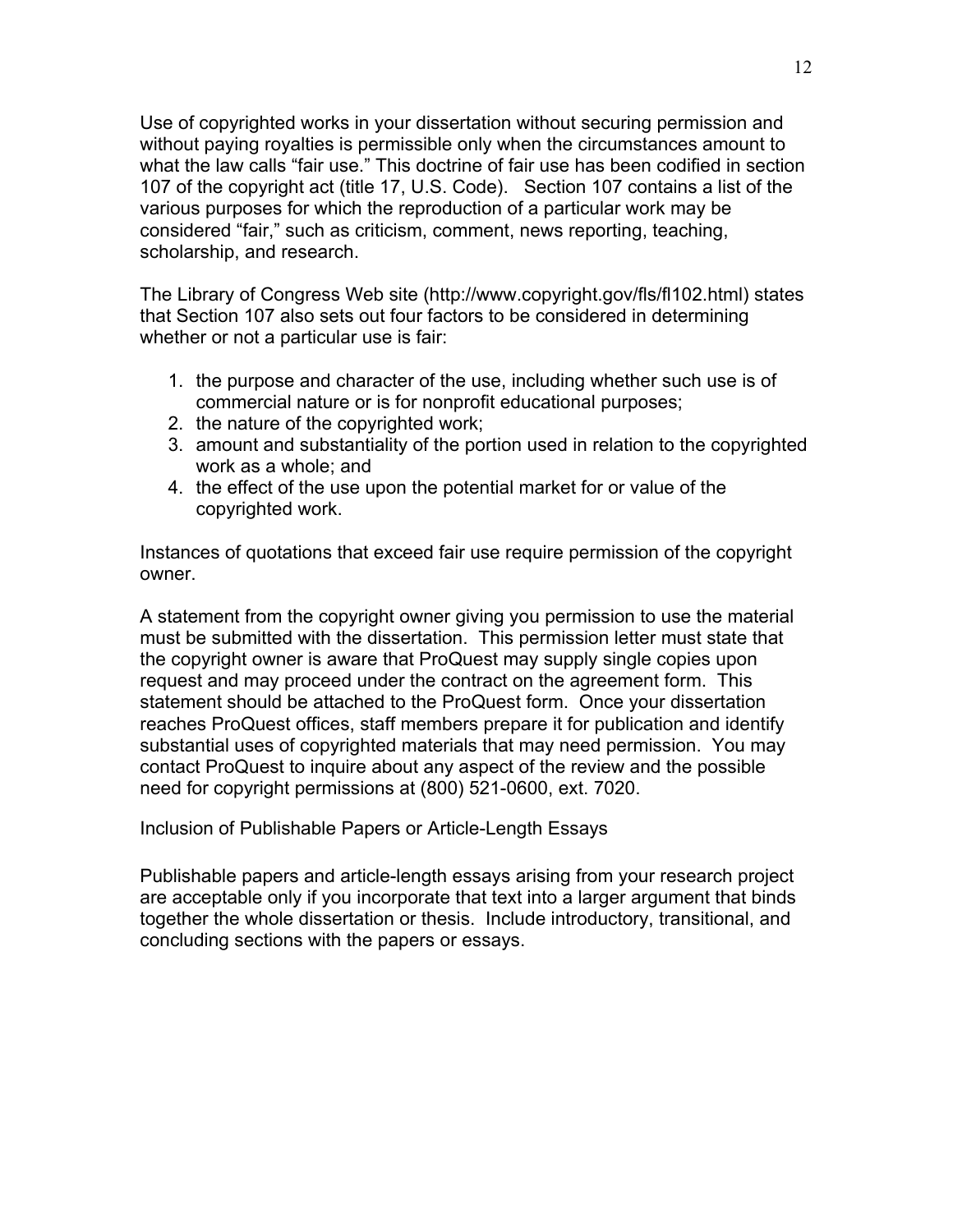Use of copyrighted works in your dissertation without securing permission and without paying royalties is permissible only when the circumstances amount to what the law calls "fair use." This doctrine of fair use has been codified in section 107 of the copyright act (title 17, U.S. Code). Section 107 contains a list of the various purposes for which the reproduction of a particular work may be considered "fair," such as criticism, comment, news reporting, teaching, scholarship, and research.

The Library of Congress Web site (http://www.copyright.gov/fls/fl102.html) states that Section 107 also sets out four factors to be considered in determining whether or not a particular use is fair:

1. the purpose and character of the use, including whether such use is of commercial nature or is for nonprofit educational purposes;
2. the nature of the copyrighted work;
3. amount and substantiality of the portion used in relation to the copyrighted work as a whole; and
4. the effect of the use upon the potential market for or value of the copyrighted work.

Instances of quotations that exceed fair use require permission of the copyright owner.

A statement from the copyright owner giving you permission to use the material must be submitted with the dissertation. This permission letter must state that the copyright owner is aware that ProQuest may supply single copies upon request and may proceed under the contract on the agreement form. This statement should be attached to the ProQuest form. Once your dissertation reaches ProQuest offices, staff members prepare it for publication and identify substantial uses of copyrighted materials that may need permission. You may contact ProQuest to inquire about any aspect of the review and the possible need for copyright permissions at (800) 521-0600, ext. 7020.

## Inclusion of Publishable Papers or Article-Length Essays

Publishable papers and article-length essays arising from your research project are acceptable only if you incorporate that text into a larger argument that binds together the whole dissertation or thesis. Include introductory, transitional, and concluding sections with the papers or essays.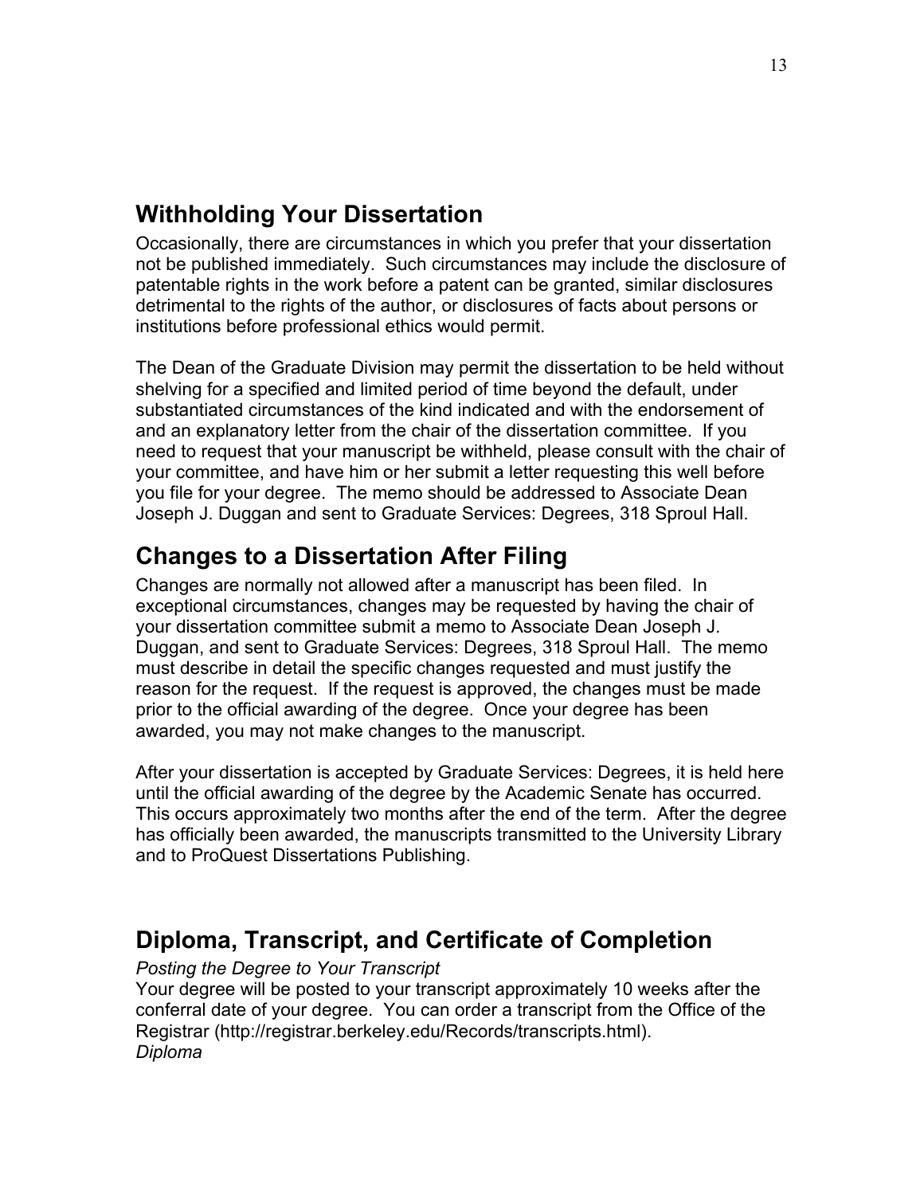## Withholding Your Dissertation

Occasionally, there are circumstances in which you prefer that your dissertation not be published immediately. Such circumstances may include the disclosure of patentable rights in the work before a patent can be granted, similar disclosures detrimental to the rights of the author, or disclosures of facts about persons or institutions before professional ethics would permit.

The Dean of the Graduate Division may permit the dissertation to be held without shelving for a specified and limited period of time beyond the default, under substantiated circumstances of the kind indicated and with the endorsement of and an explanatory letter from the chair of the dissertation committee. If you need to request that your manuscript be withheld, please consult with the chair of your committee, and have him or her submit a letter requesting this well before you file for your degree. The memo should be addressed to Associate Dean Joseph J. Duggan and sent to Graduate Services: Degrees, 318 Sproul Hall.

## Changes to a Dissertation After Filing

Changes are normally not allowed after a manuscript has been filed. In exceptional circumstances, changes may be requested by having the chair of your dissertation committee submit a memo to Associate Dean Joseph J. Duggan, and sent to Graduate Services: Degrees, 318 Sproul Hall. The memo must describe in detail the specific changes requested and must justify the reason for the request. If the request is approved, the changes must be made prior to the official awarding of the degree. Once your degree has been awarded, you may not make changes to the manuscript.

After your dissertation is accepted by Graduate Services: Degrees, it is held here until the official awarding of the degree by the Academic Senate has occurred. This occurs approximately two months after the end of the term. After the degree has officially been awarded, the manuscripts transmitted to the University Library and to ProQuest Dissertations Publishing.

## Diploma, Transcript, and Certificate of Completion

*Posting the Degree to Your Transcript*

Your degree will be posted to your transcript approximately 10 weeks after the conferral date of your degree. You can order a transcript from the Office of the Registrar (http://registrar.berkeley.edu/Records/transcripts.html).

*Diploma*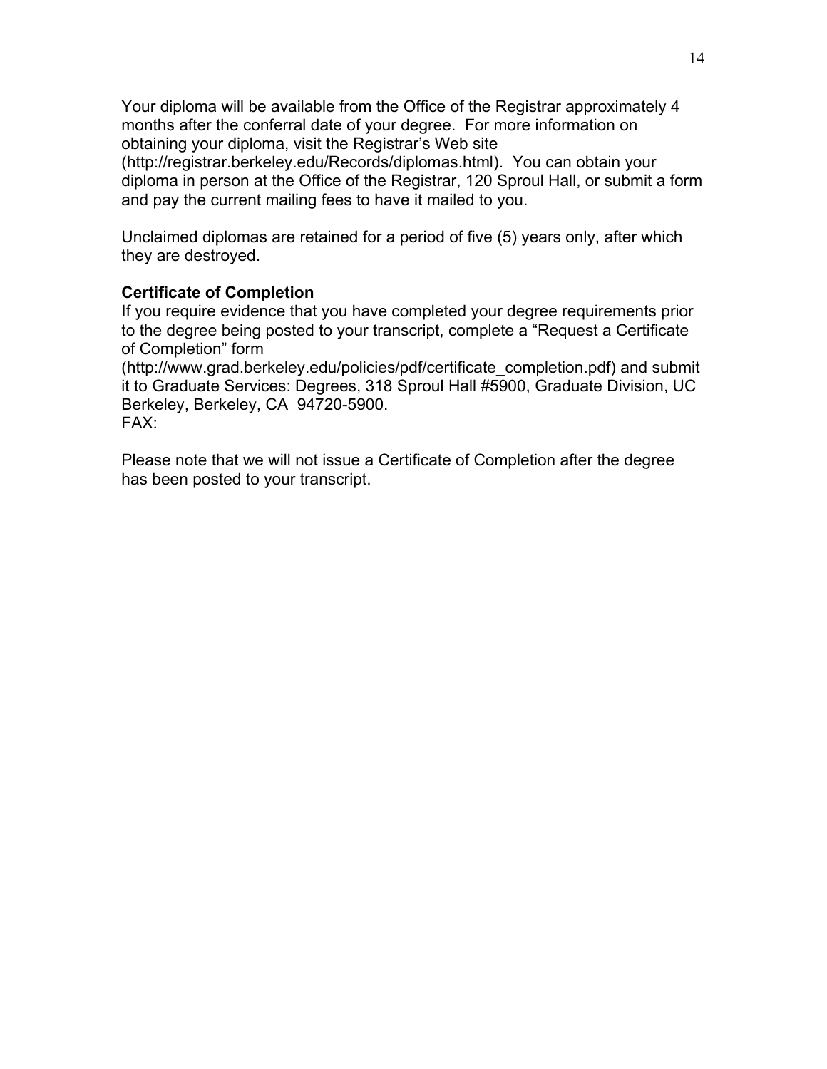Your diploma will be available from the Office of the Registrar approximately 4 months after the conferral date of your degree. For more information on obtaining your diploma, visit the Registrar's Web site (http://registrar.berkeley.edu/Records/diplomas.html). You can obtain your diploma in person at the Office of the Registrar, 120 Sproul Hall, or submit a form and pay the current mailing fees to have it mailed to you.

Unclaimed diplomas are retained for a period of five (5) years only, after which they are destroyed.

**Certificate of Completion**

If you require evidence that you have completed your degree requirements prior to the degree being posted to your transcript, complete a "Request a Certificate of Completion" form (http://www.grad.berkeley.edu/policies/pdf/certificate_completion.pdf) and submit it to Graduate Services: Degrees, 318 Sproul Hall #5900, Graduate Division, UC Berkeley, Berkeley, CA 94720-5900.
FAX:

Please note that we will not issue a Certificate of Completion after the degree has been posted to your transcript.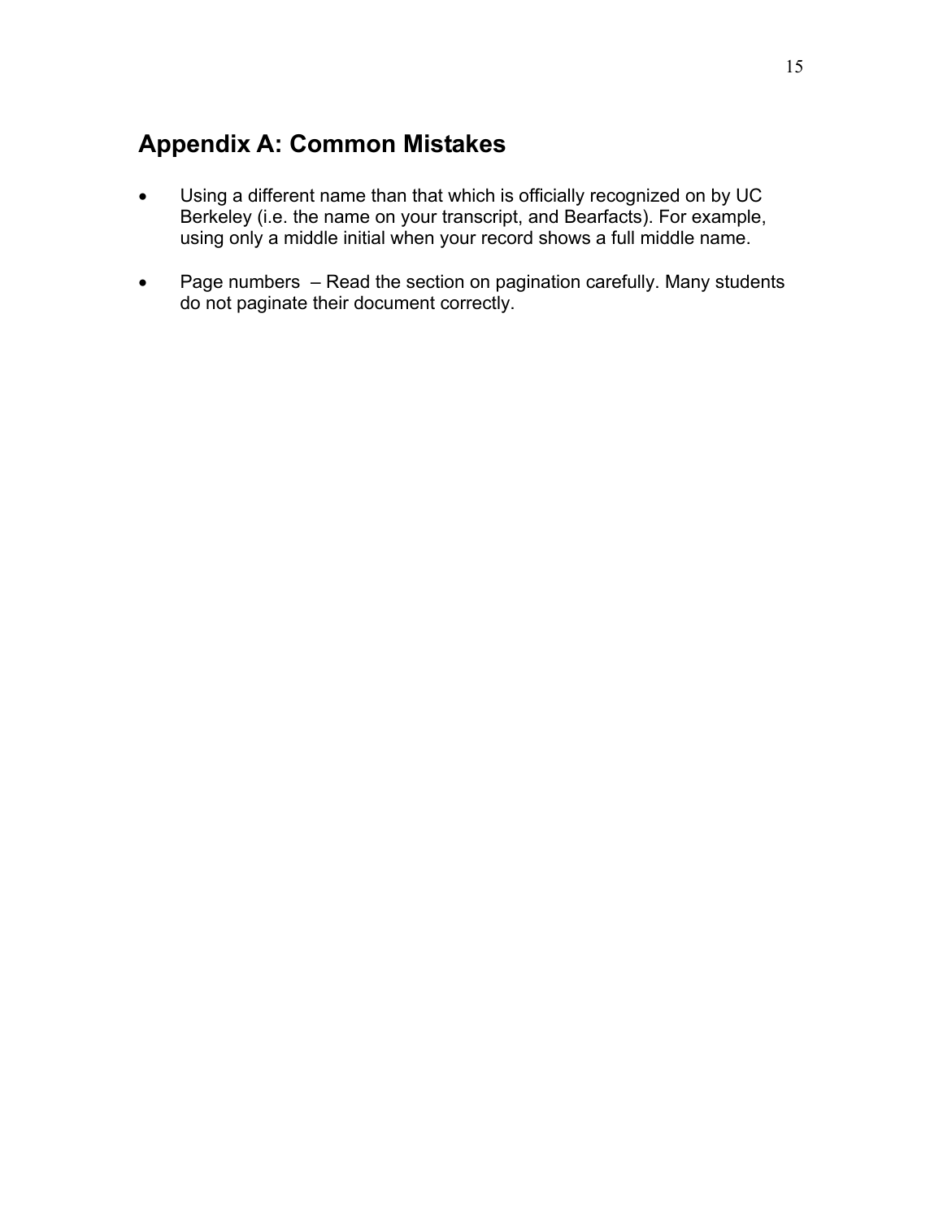## Appendix A: Common Mistakes

- Using a different name than that which is officially recognized on by UC Berkeley (i.e. the name on your transcript, and Bearfacts). For example, using only a middle initial when your record shows a full middle name.

- Page numbers – Read the section on pagination carefully. Many students do not paginate their document correctly.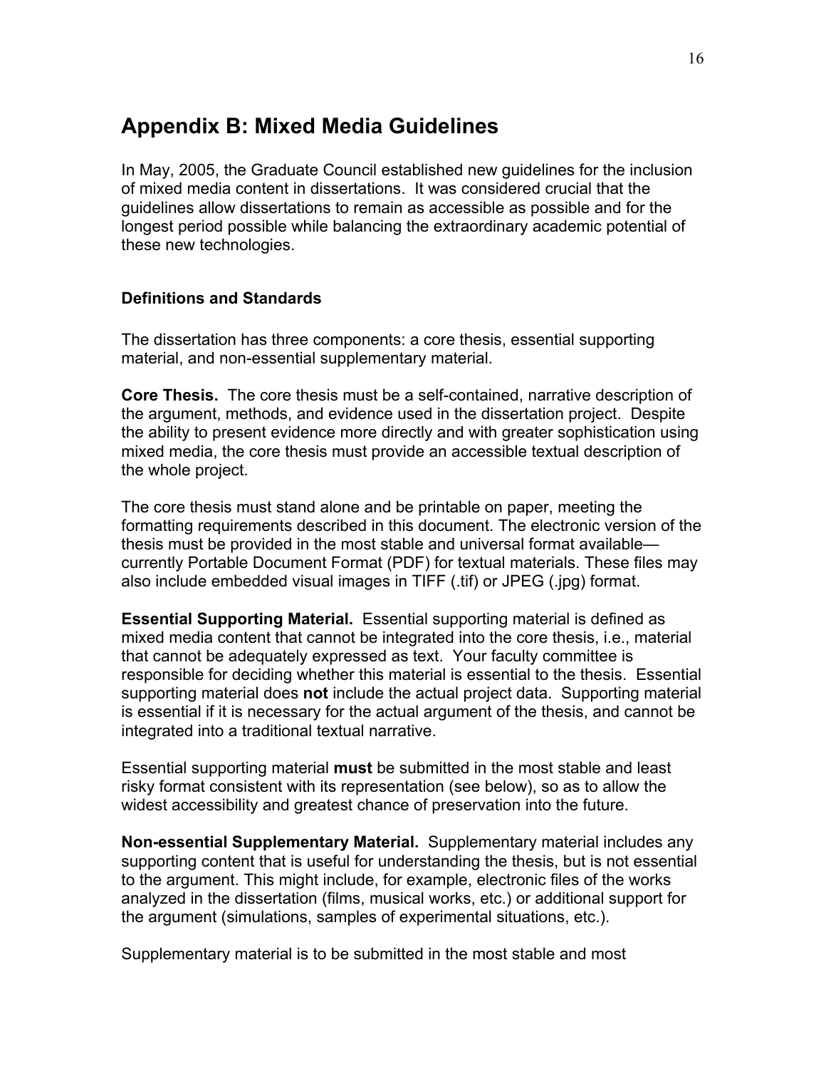# Appendix B: Mixed Media Guidelines

In May, 2005, the Graduate Council established new guidelines for the inclusion of mixed media content in dissertations. It was considered crucial that the guidelines allow dissertations to remain as accessible as possible and for the longest period possible while balancing the extraordinary academic potential of these new technologies.

### Definitions and Standards

The dissertation has three components: a core thesis, essential supporting material, and non-essential supplementary material.

**Core Thesis.** The core thesis must be a self-contained, narrative description of the argument, methods, and evidence used in the dissertation project. Despite the ability to present evidence more directly and with greater sophistication using mixed media, the core thesis must provide an accessible textual description of the whole project.

The core thesis must stand alone and be printable on paper, meeting the formatting requirements described in this document. The electronic version of the thesis must be provided in the most stable and universal format available—currently Portable Document Format (PDF) for textual materials. These files may also include embedded visual images in TIFF (.tif) or JPEG (.jpg) format.

**Essential Supporting Material.** Essential supporting material is defined as mixed media content that cannot be integrated into the core thesis, i.e., material that cannot be adequately expressed as text. Your faculty committee is responsible for deciding whether this material is essential to the thesis. Essential supporting material does **not** include the actual project data. Supporting material is essential if it is necessary for the actual argument of the thesis, and cannot be integrated into a traditional textual narrative.

Essential supporting material **must** be submitted in the most stable and least risky format consistent with its representation (see below), so as to allow the widest accessibility and greatest chance of preservation into the future.

**Non-essential Supplementary Material.** Supplementary material includes any supporting content that is useful for understanding the thesis, but is not essential to the argument. This might include, for example, electronic files of the works analyzed in the dissertation (films, musical works, etc.) or additional support for the argument (simulations, samples of experimental situations, etc.).

Supplementary material is to be submitted in the most stable and most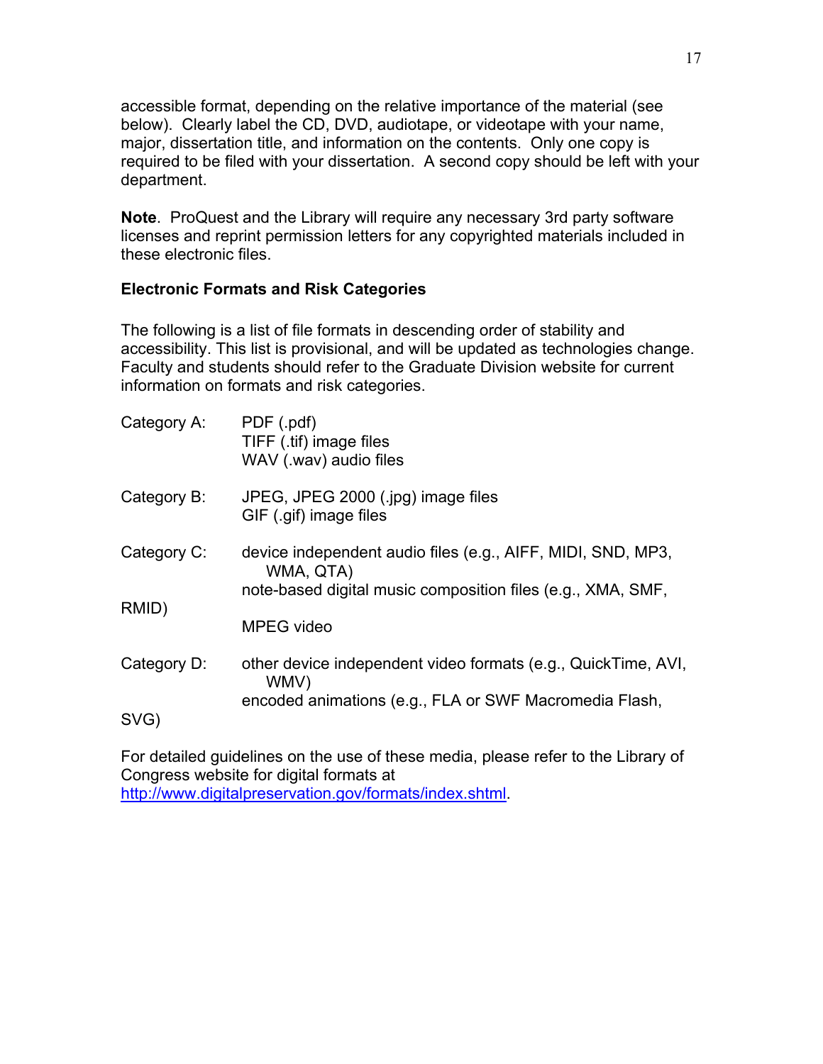accessible format, depending on the relative importance of the material (see below). Clearly label the CD, DVD, audiotape, or videotape with your name, major, dissertation title, and information on the contents. Only one copy is required to be filed with your dissertation. A second copy should be left with your department.

**Note**. ProQuest and the Library will require any necessary 3rd party software licenses and reprint permission letters for any copyrighted materials included in these electronic files.

**Electronic Formats and Risk Categories**

The following is a list of file formats in descending order of stability and accessibility. This list is provisional, and will be updated as technologies change. Faculty and students should refer to the Graduate Division website for current information on formats and risk categories.

Category A:
- PDF (.pdf)
- TIFF (.tif) image files
- WAV (.wav) audio files

Category B:
- JPEG, JPEG 2000 (.jpg) image files
- GIF (.gif) image files

Category C:
- device independent audio files (e.g., AIFF, MIDI, SND, MP3, WMA, QTA)
- note-based digital music composition files (e.g., XMA, SMF, RMID)
- MPEG video

Category D:
- other device independent video formats (e.g., QuickTime, AVI, WMV)
- encoded animations (e.g., FLA or SWF Macromedia Flash, SVG)

For detailed guidelines on the use of these media, please refer to the Library of Congress website for digital formats at http://www.digitalpreservation.gov/formats/index.shtml.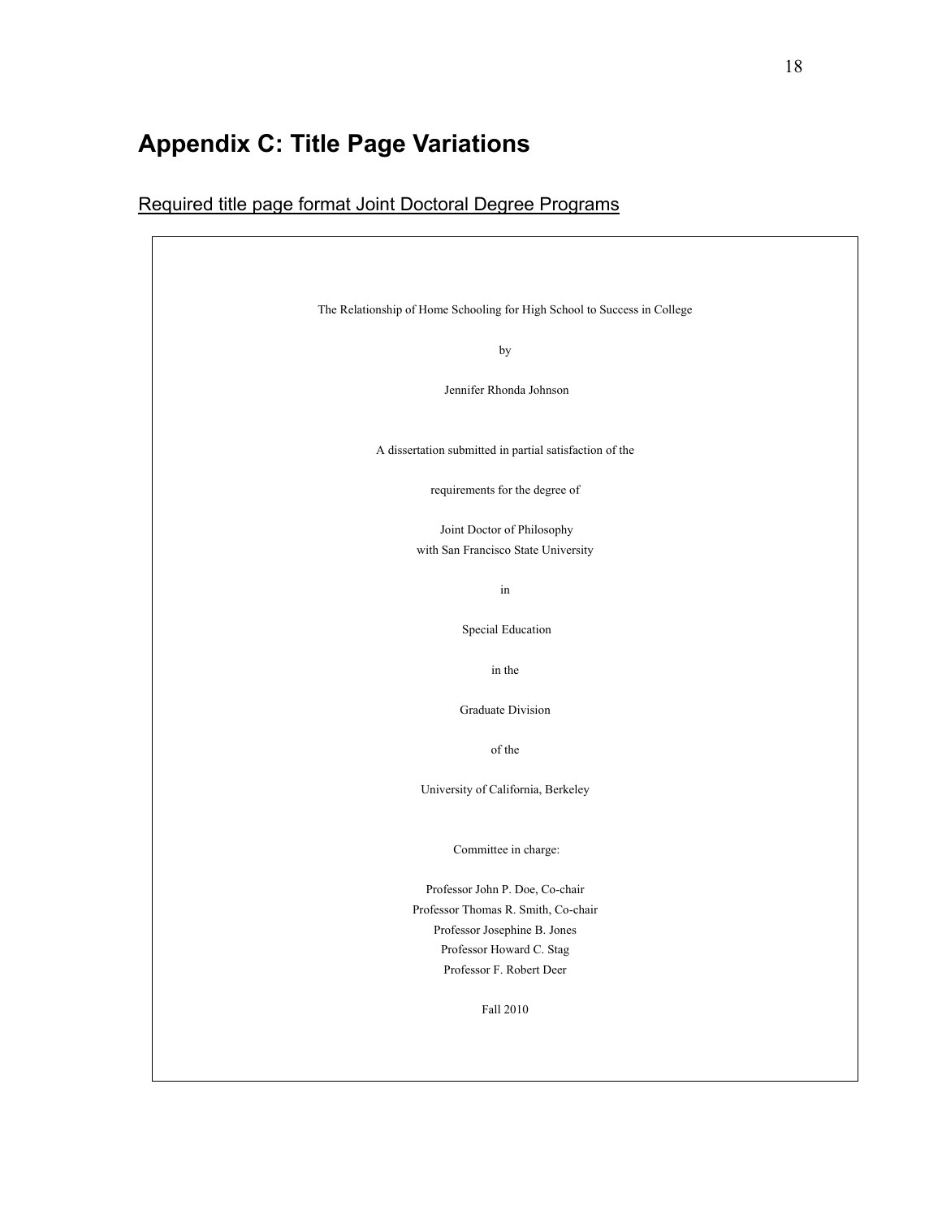# Appendix C: Title Page Variations

## Required title page format Joint Doctoral Degree Programs

The Relationship of Home Schooling for High School to Success in College

by

Jennifer Rhonda Johnson

A dissertation submitted in partial satisfaction of the

requirements for the degree of

Joint Doctor of Philosophy
with San Francisco State University

in

Special Education

in the

Graduate Division

of the

University of California, Berkeley

Committee in charge:

Professor John P. Doe, Co-chair
Professor Thomas R. Smith, Co-chair
Professor Josephine B. Jones
Professor Howard C. Stag
Professor F. Robert Deer

Fall 2010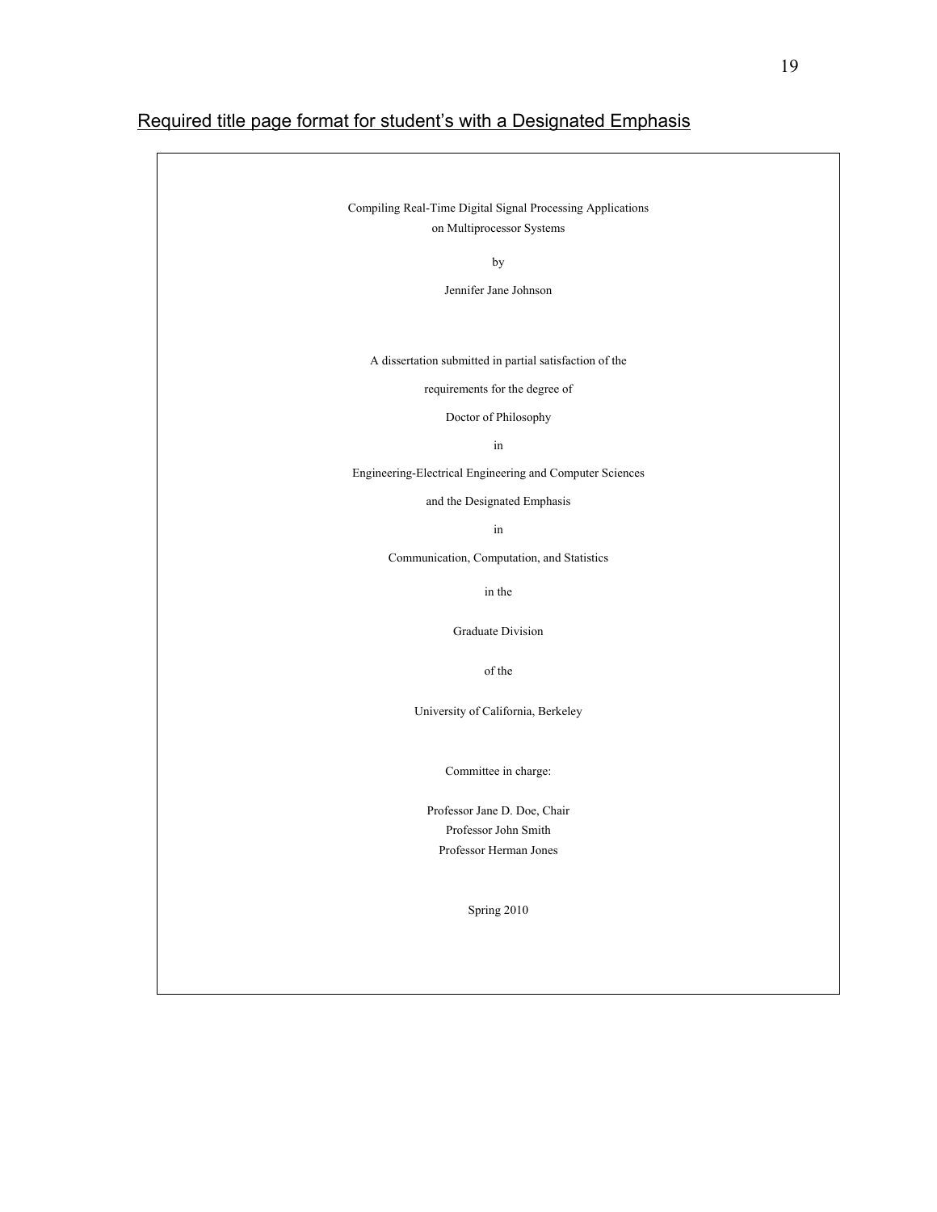Required title page format for student's with a Designated Emphasis

Compiling Real-Time Digital Signal Processing Applications
on Multiprocessor Systems

by

Jennifer Jane Johnson

A dissertation submitted in partial satisfaction of the

requirements for the degree of

Doctor of Philosophy

in

Engineering-Electrical Engineering and Computer Sciences

and the Designated Emphasis

in

Communication, Computation, and Statistics

in the

Graduate Division

of the

University of California, Berkeley

Committee in charge:

Professor Jane D. Doe, Chair
Professor John Smith
Professor Herman Jones

Spring 2010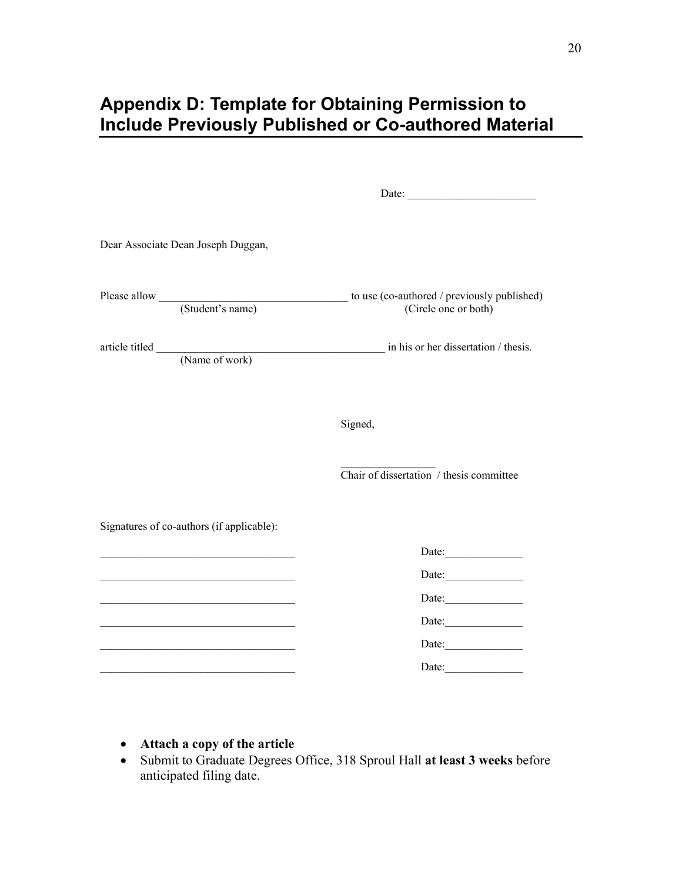# Appendix D: Template for Obtaining Permission to Include Previously Published or Co-authored Material

Date: _______________________

Dear Associate Dean Joseph Duggan,

Please allow __________________________________ to use (co-authored / previously published)
(Student's name) (Circle one or both)

article titled __________________________________________ in his or her dissertation / thesis.
(Name of work)

Signed,

________________
Chair of dissertation / thesis committee

Signatures of co-authors (if applicable):

___________________________________ Date:______________

___________________________________ Date:______________

___________________________________ Date:______________

___________________________________ Date:______________

___________________________________ Date:______________

___________________________________ Date:______________

- **Attach a copy of the article**
- Submit to Graduate Degrees Office, 318 Sproul Hall **at least 3 weeks** before anticipated filing date.